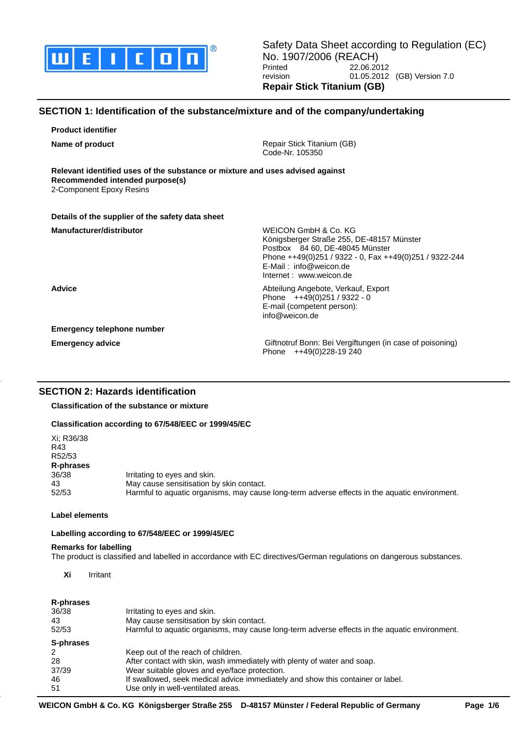WEICON

Safety Data Sheet according to Regulation (EC) No. 1907/2006 (REACH)

Printed 22.06.2012
revision 01.05.2012 (GB) Version 7.0

**Repair Stick Titanium (GB)**

## SECTION 1: Identification of the substance/mixture and of the company/undertaking

**Product identifier**

| **Name of product** | Repair Stick Titanium (GB)<br>Code-Nr. 105350 |
|---|---|

**Relevant identified uses of the substance or mixture and uses advised against**
**Recommended intended purpose(s)**
2-Component Epoxy Resins

**Details of the supplier of the safety data sheet**

| | |
|---|---|
| **Manufacturer/distributor** | WEICON GmbH & Co. KG<br>Königsberger Straße 255, DE-48157 Münster<br>Postbox 84 60, DE-48045 Münster<br>Phone ++49(0)251 / 9322 - 0, Fax ++49(0)251 / 9322-244<br>E-Mail : info@weicon.de<br>Internet : www.weicon.de |
| **Advice** | Abteilung Angebote, Verkauf, Export<br>Phone ++49(0)251 / 9322 - 0<br>E-mail (competent person):<br>info@weicon.de |

**Emergency telephone number**

| | |
|---|---|
| **Emergency advice** | Giftnotruf Bonn: Bei Vergiftungen (in case of poisoning)<br>Phone ++49(0)228-19 240 |

## SECTION 2: Hazards identification

**Classification of the substance or mixture**

**Classification according to 67/548/EEC or 1999/45/EC**

Xi; R36/38
R43
R52/53

**R-phrases**

| | |
|---|---|
| 36/38 | Irritating to eyes and skin. |
| 43 | May cause sensitisation by skin contact. |
| 52/53 | Harmful to aquatic organisms, may cause long-term adverse effects in the aquatic environment. |

**Label elements**

**Labelling according to 67/548/EEC or 1999/45/EC**

**Remarks for labelling**
The product is classified and labelled in accordance with EC directives/German regulations on dangerous substances.

**Xi** Irritant

**R-phrases**

| | |
|---|---|
| 36/38 | Irritating to eyes and skin. |
| 43 | May cause sensitisation by skin contact. |
| 52/53 | Harmful to aquatic organisms, may cause long-term adverse effects in the aquatic environment. |

**S-phrases**

| | |
|---|---|
| 2 | Keep out of the reach of children. |
| 28 | After contact with skin, wash immediately with plenty of water and soap. |
| 37/39 | Wear suitable gloves and eye/face protection. |
| 46 | If swallowed, seek medical advice immediately and show this container or label. |
| 51 | Use only in well-ventilated areas. |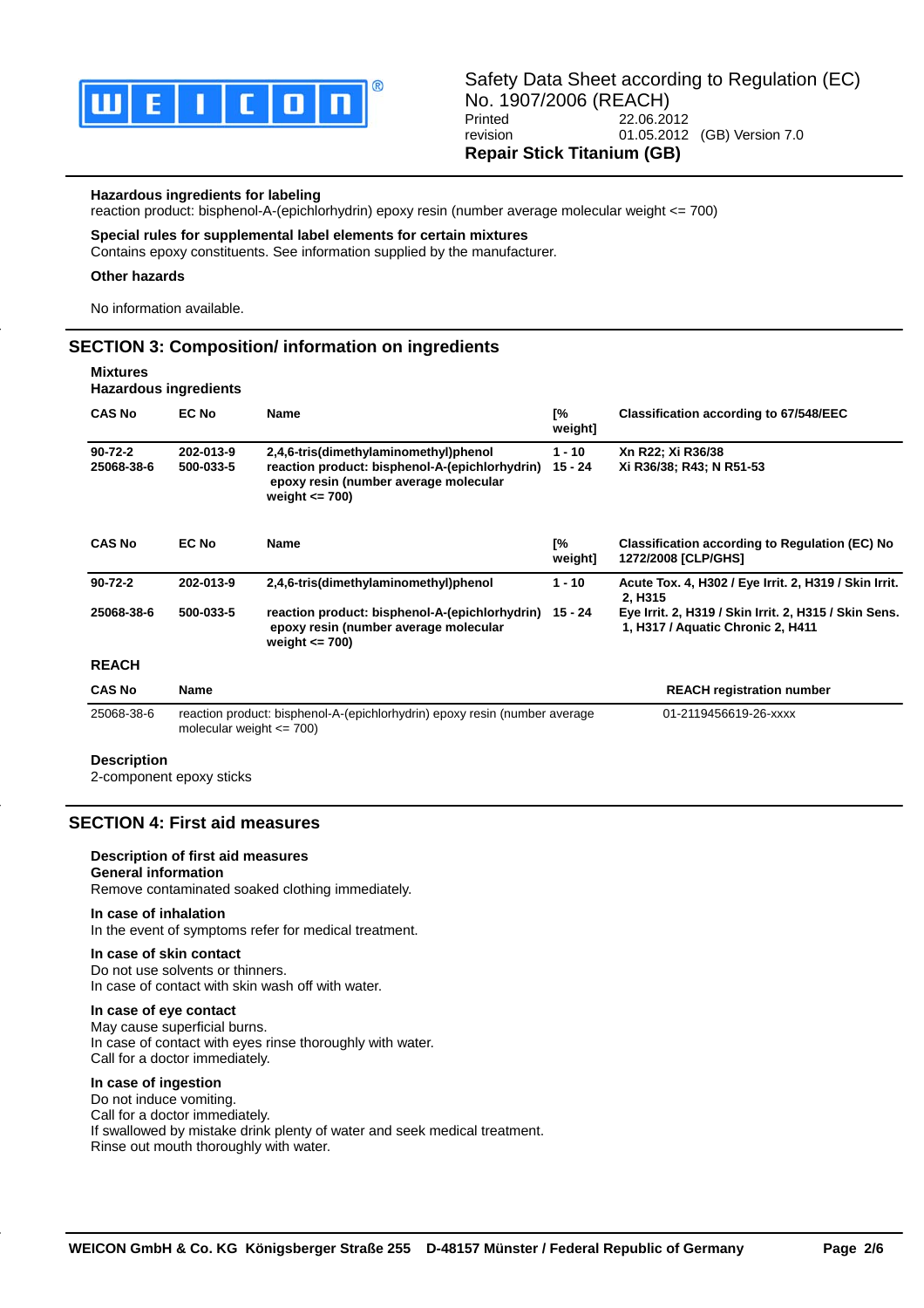**Hazardous ingredients for labeling**
reaction product: bisphenol-A-(epichlorhydrin) epoxy resin (number average molecular weight <= 700)

**Special rules for supplemental label elements for certain mixtures**
Contains epoxy constituents. See information supplied by the manufacturer.

**Other hazards**

No information available.

## SECTION 3: Composition/ information on ingredients

**Mixtures**
**Hazardous ingredients**

| CAS No | EC No | Name | [% weight] | Classification according to 67/548/EEC |
|---|---|---|---|---|
| **90-72-2** | **202-013-9** | **2,4,6-tris(dimethylaminomethyl)phenol** | **1 - 10** | **Xn R22; Xi R36/38** |
| **25068-38-6** | **500-033-5** | **reaction product: bisphenol-A-(epichlorhydrin) epoxy resin (number average molecular weight <= 700)** | **15 - 24** | **Xi R36/38; R43; N R51-53** |

| CAS No | EC No | Name | [% weight] | Classification according to Regulation (EC) No 1272/2008 [CLP/GHS] |
|---|---|---|---|---|
| **90-72-2** | **202-013-9** | **2,4,6-tris(dimethylaminomethyl)phenol** | **1 - 10** | **Acute Tox. 4, H302 / Eye Irrit. 2, H319 / Skin Irrit. 2, H315** |
| **25068-38-6** | **500-033-5** | **reaction product: bisphenol-A-(epichlorhydrin) epoxy resin (number average molecular weight <= 700)** | **15 - 24** | **Eye Irrit. 2, H319 / Skin Irrit. 2, H315 / Skin Sens. 1, H317 / Aquatic Chronic 2, H411** |

**REACH**

| CAS No | Name | REACH registration number |
|---|---|---|
| 25068-38-6 | reaction product: bisphenol-A-(epichlorhydrin) epoxy resin (number average molecular weight <= 700) | 01-2119456619-26-xxxx |

**Description**
2-component epoxy sticks

## SECTION 4: First aid measures

**Description of first aid measures**
**General information**
Remove contaminated soaked clothing immediately.

**In case of inhalation**
In the event of symptoms refer for medical treatment.

**In case of skin contact**
Do not use solvents or thinners.
In case of contact with skin wash off with water.

**In case of eye contact**
May cause superficial burns.
In case of contact with eyes rinse thoroughly with water.
Call for a doctor immediately.

**In case of ingestion**
Do not induce vomiting.
Call for a doctor immediately.
If swallowed by mistake drink plenty of water and seek medical treatment.
Rinse out mouth thoroughly with water.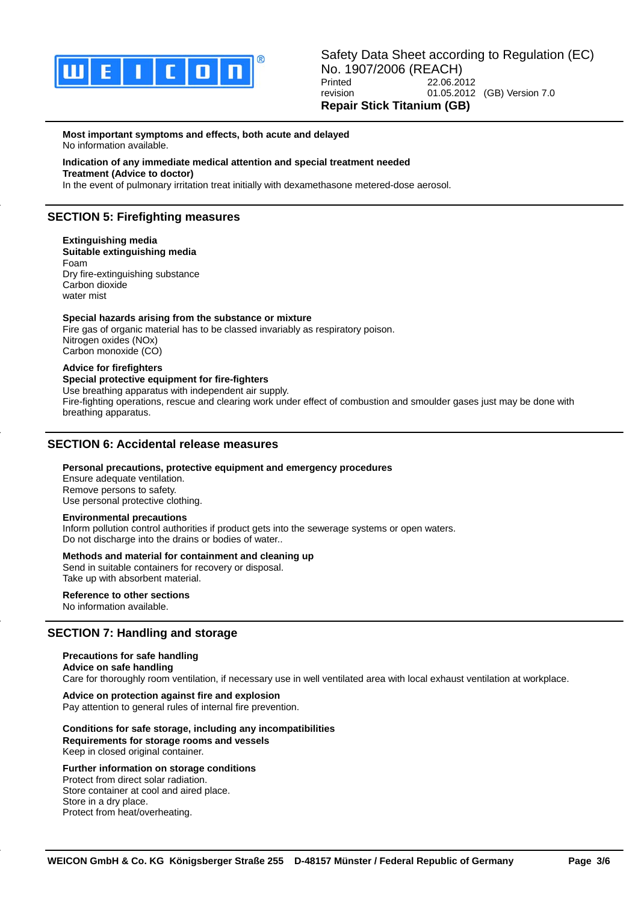**Most important symptoms and effects, both acute and delayed**

No information available.

**Indication of any immediate medical attention and special treatment needed**

**Treatment (Advice to doctor)**

In the event of pulmonary irritation treat initially with dexamethasone metered-dose aerosol.

## SECTION 5: Firefighting measures

**Extinguishing media**

**Suitable extinguishing media**

Foam
Dry fire-extinguishing substance
Carbon dioxide
water mist

**Special hazards arising from the substance or mixture**

Fire gas of organic material has to be classed invariably as respiratory poison.
Nitrogen oxides (NOx)
Carbon monoxide (CO)

**Advice for firefighters**

**Special protective equipment for fire-fighters**

Use breathing apparatus with independent air supply.
Fire-fighting operations, rescue and clearing work under effect of combustion and smoulder gases just may be done with breathing apparatus.

## SECTION 6: Accidental release measures

**Personal precautions, protective equipment and emergency procedures**

Ensure adequate ventilation.
Remove persons to safety.
Use personal protective clothing.

**Environmental precautions**

Inform pollution control authorities if product gets into the sewerage systems or open waters.
Do not discharge into the drains or bodies of water..

**Methods and material for containment and cleaning up**

Send in suitable containers for recovery or disposal.
Take up with absorbent material.

**Reference to other sections**

No information available.

## SECTION 7: Handling and storage

**Precautions for safe handling**

**Advice on safe handling**

Care for thoroughly room ventilation, if necessary use in well ventilated area with local exhaust ventilation at workplace.

**Advice on protection against fire and explosion**

Pay attention to general rules of internal fire prevention.

**Conditions for safe storage, including any incompatibilities**

**Requirements for storage rooms and vessels**

Keep in closed original container.

**Further information on storage conditions**

Protect from direct solar radiation.
Store container at cool and aired place.
Store in a dry place.
Protect from heat/overheating.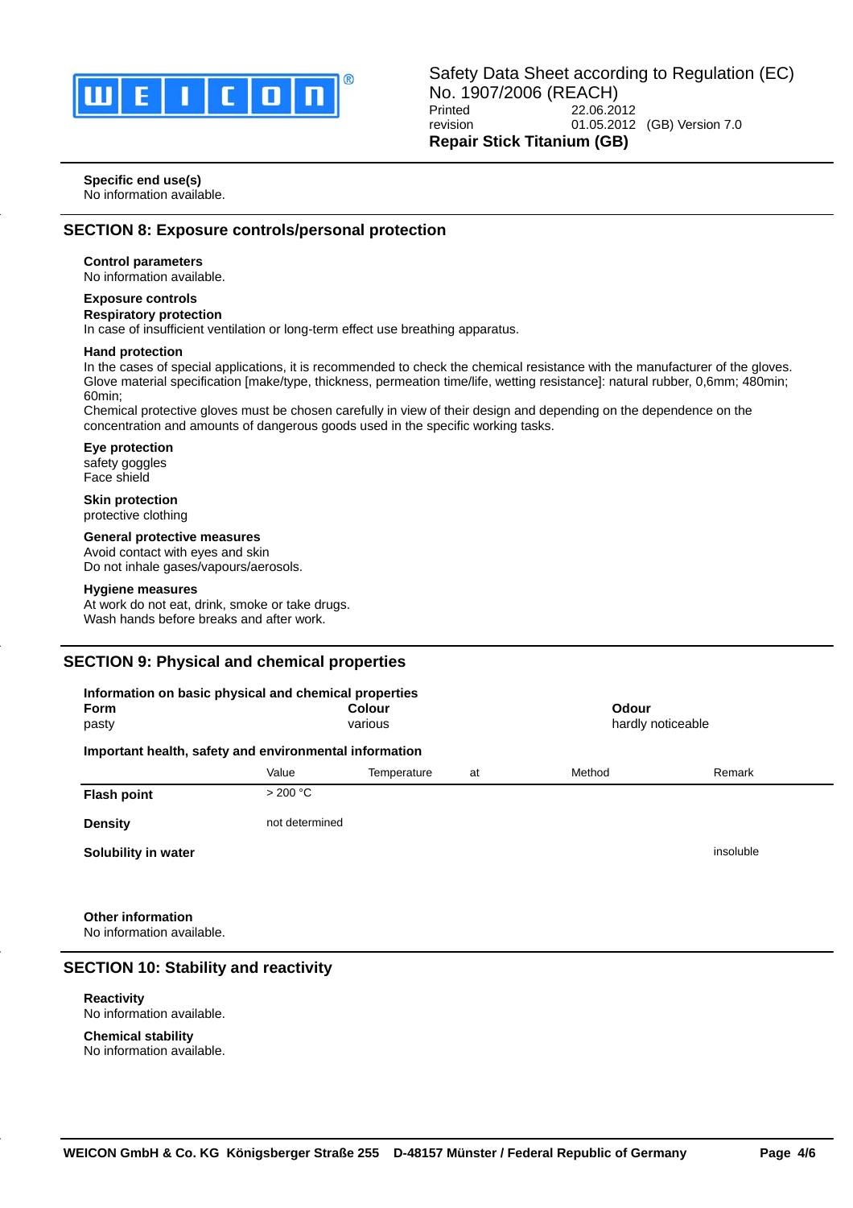**Specific end use(s)**
No information available.

## SECTION 8: Exposure controls/personal protection

**Control parameters**
No information available.

**Exposure controls**
**Respiratory protection**
In case of insufficient ventilation or long-term effect use breathing apparatus.

**Hand protection**
In the cases of special applications, it is recommended to check the chemical resistance with the manufacturer of the gloves.
Glove material specification [make/type, thickness, permeation time/life, wetting resistance]: natural rubber, 0,6mm; 480min; 60min;
Chemical protective gloves must be chosen carefully in view of their design and depending on the dependence on the concentration and amounts of dangerous goods used in the specific working tasks.

**Eye protection**
safety goggles
Face shield

**Skin protection**
protective clothing

**General protective measures**
Avoid contact with eyes and skin
Do not inhale gases/vapours/aerosols.

**Hygiene measures**
At work do not eat, drink, smoke or take drugs.
Wash hands before breaks and after work.

## SECTION 9: Physical and chemical properties

**Information on basic physical and chemical properties**

| Form | Colour | Odour |
|---|---|---|
| pasty | various | hardly noticeable |

**Important health, safety and environmental information**

| | Value | Temperature | at | Method | Remark |
|---|---|---|---|---|---|
| **Flash point** | > 200 °C | | | | |
| **Density** | not determined | | | | |
| **Solubility in water** | | | | | insoluble |

**Other information**
No information available.

## SECTION 10: Stability and reactivity

**Reactivity**
No information available.

**Chemical stability**
No information available.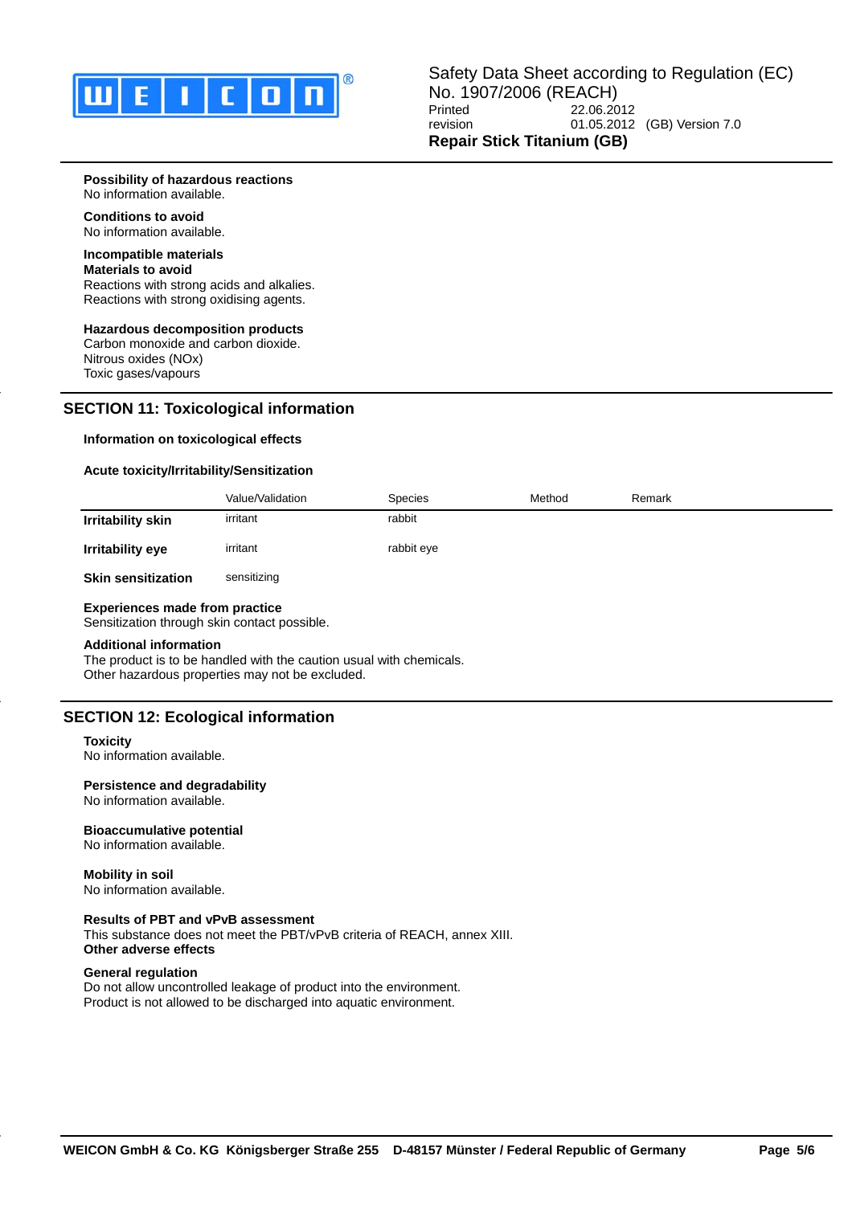**Possibility of hazardous reactions**
No information available.

**Conditions to avoid**
No information available.

**Incompatible materials**
**Materials to avoid**
Reactions with strong acids and alkalies.
Reactions with strong oxidising agents.

**Hazardous decomposition products**
Carbon monoxide and carbon dioxide.
Nitrous oxides (NOx)
Toxic gases/vapours

## SECTION 11: Toxicological information

**Information on toxicological effects**

**Acute toxicity/Irritability/Sensitization**

| | Value/Validation | Species | Method | Remark |
|---|---|---|---|---|
| **Irritability skin** | irritant | rabbit | | |
| **Irritability eye** | irritant | rabbit eye | | |
| **Skin sensitization** | sensitizing | | | |

**Experiences made from practice**
Sensitization through skin contact possible.

**Additional information**
The product is to be handled with the caution usual with chemicals.
Other hazardous properties may not be excluded.

## SECTION 12: Ecological information

**Toxicity**
No information available.

**Persistence and degradability**
No information available.

**Bioaccumulative potential**
No information available.

**Mobility in soil**
No information available.

**Results of PBT and vPvB assessment**
This substance does not meet the PBT/vPvB criteria of REACH, annex XIII.
**Other adverse effects**

**General regulation**
Do not allow uncontrolled leakage of product into the environment.
Product is not allowed to be discharged into aquatic environment.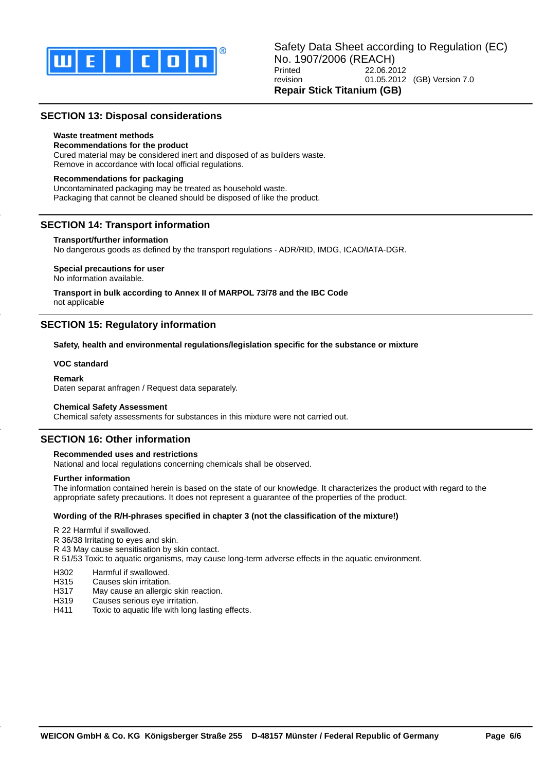## SECTION 13: Disposal considerations

**Waste treatment methods**

**Recommendations for the product**

Cured material may be considered inert and disposed of as builders waste.
Remove in accordance with local official regulations.

**Recommendations for packaging**

Uncontaminated packaging may be treated as household waste.
Packaging that cannot be cleaned should be disposed of like the product.

## SECTION 14: Transport information

**Transport/further information**

No dangerous goods as defined by the transport regulations - ADR/RID, IMDG, ICAO/IATA-DGR.

**Special precautions for user**

No information available.

**Transport in bulk according to Annex II of MARPOL 73/78 and the IBC Code**

not applicable

## SECTION 15: Regulatory information

**Safety, health and environmental regulations/legislation specific for the substance or mixture**

**VOC standard**

**Remark**

Daten separat anfragen / Request data separately.

**Chemical Safety Assessment**

Chemical safety assessments for substances in this mixture were not carried out.

## SECTION 16: Other information

**Recommended uses and restrictions**

National and local regulations concerning chemicals shall be observed.

**Further information**

The information contained herein is based on the state of our knowledge. It characterizes the product with regard to the appropriate safety precautions. It does not represent a guarantee of the properties of the product.

**Wording of the R/H-phrases specified in chapter 3 (not the classification of the mixture!)**

R 22 Harmful if swallowed.
R 36/38 Irritating to eyes and skin.
R 43 May cause sensitisation by skin contact.
R 51/53 Toxic to aquatic organisms, may cause long-term adverse effects in the aquatic environment.

| | |
|---|---|
| H302 | Harmful if swallowed. |
| H315 | Causes skin irritation. |
| H317 | May cause an allergic skin reaction. |
| H319 | Causes serious eye irritation. |
| H411 | Toxic to aquatic life with long lasting effects. |